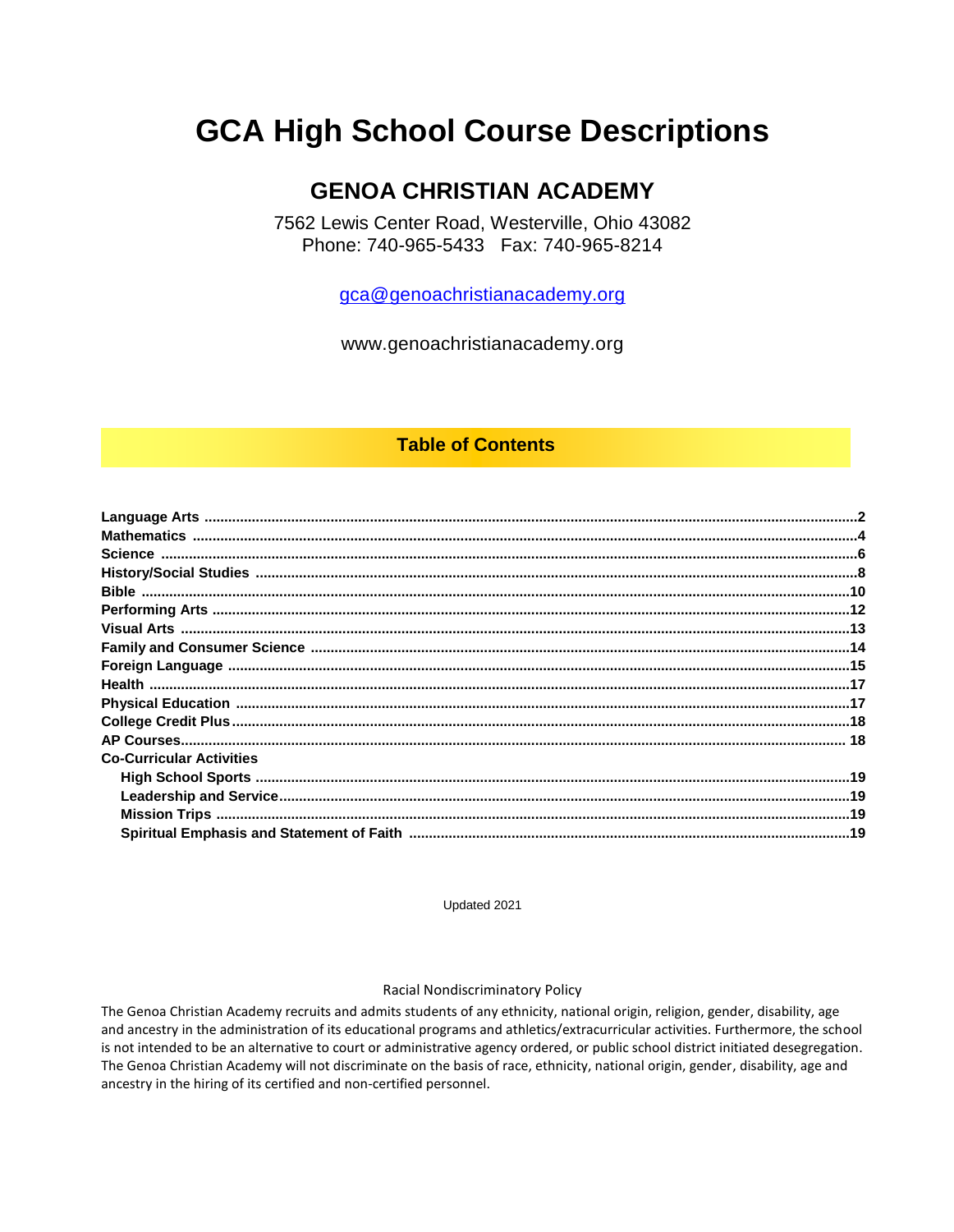# GCA High School Course Descriptions

## GENOA CHRISTIAN ACADEMY

7562 Lewis Center Road, Westerville, Ohio 43082
Phone: 740-965-5433   Fax: 740-965-8214

gca@genoachristianacademy.org

www.genoachristianacademy.org

## Table of Contents

| | |
|---|---|
| **Language Arts** | **2** |
| **Mathematics** | **4** |
| **Science** | **6** |
| **History/Social Studies** | **8** |
| **Bible** | **10** |
| **Performing Arts** | **12** |
| **Visual Arts** | **13** |
| **Family and Consumer Science** | **14** |
| **Foreign Language** | **15** |
| **Health** | **17** |
| **Physical Education** | **17** |
| **College Credit Plus** | **18** |
| **AP Courses** | **18** |
| **Co-Curricular Activities** | |
| **High School Sports** | **19** |
| **Leadership and Service** | **19** |
| **Mission Trips** | **19** |
| **Spiritual Emphasis and Statement of Faith** | **19** |

Updated 2021

Racial Nondiscriminatory Policy

The Genoa Christian Academy recruits and admits students of any ethnicity, national origin, religion, gender, disability, age and ancestry in the administration of its educational programs and athletics/extracurricular activities. Furthermore, the school is not intended to be an alternative to court or administrative agency ordered, or public school district initiated desegregation. The Genoa Christian Academy will not discriminate on the basis of race, ethnicity, national origin, gender, disability, age and ancestry in the hiring of its certified and non-certified personnel.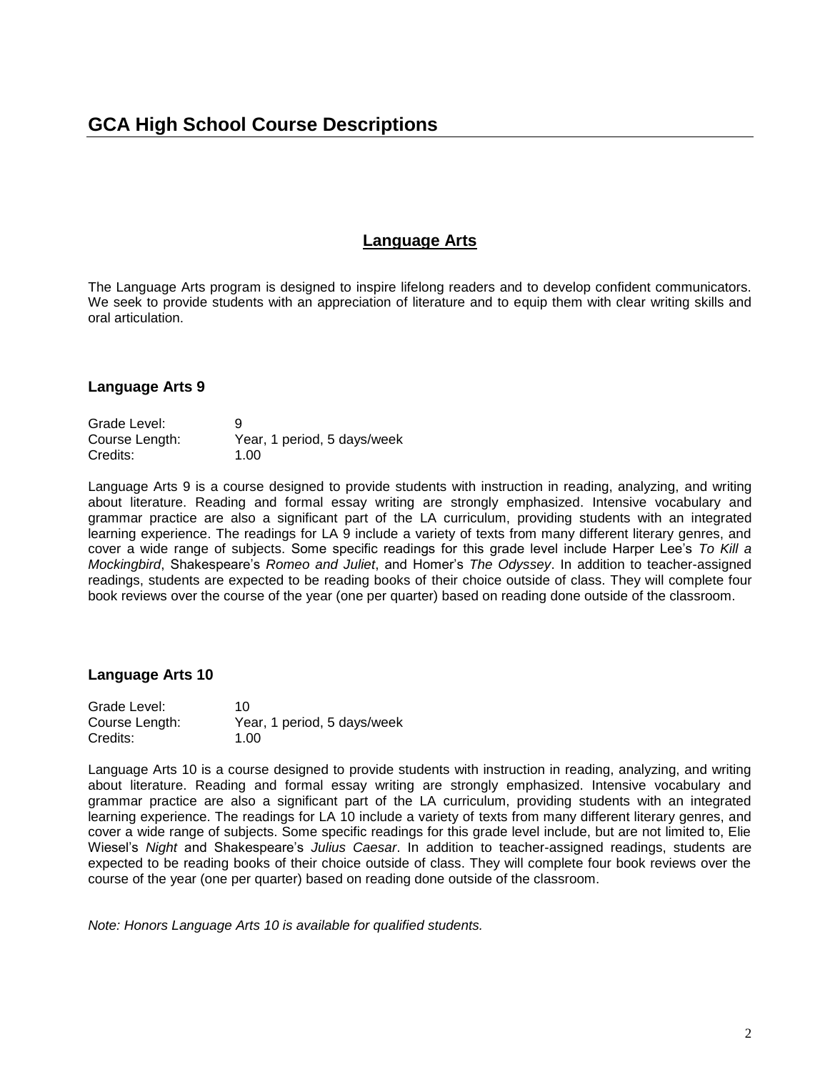# GCA High School Course Descriptions

## Language Arts

The Language Arts program is designed to inspire lifelong readers and to develop confident communicators. We seek to provide students with an appreciation of literature and to equip them with clear writing skills and oral articulation.

### Language Arts 9

Grade Level: 9
Course Length: Year, 1 period, 5 days/week
Credits: 1.00

Language Arts 9 is a course designed to provide students with instruction in reading, analyzing, and writing about literature. Reading and formal essay writing are strongly emphasized. Intensive vocabulary and grammar practice are also a significant part of the LA curriculum, providing students with an integrated learning experience. The readings for LA 9 include a variety of texts from many different literary genres, and cover a wide range of subjects. Some specific readings for this grade level include Harper Lee's *To Kill a Mockingbird*, Shakespeare's *Romeo and Juliet*, and Homer's *The Odyssey*. In addition to teacher-assigned readings, students are expected to be reading books of their choice outside of class. They will complete four book reviews over the course of the year (one per quarter) based on reading done outside of the classroom.

### Language Arts 10

Grade Level: 10
Course Length: Year, 1 period, 5 days/week
Credits: 1.00

Language Arts 10 is a course designed to provide students with instruction in reading, analyzing, and writing about literature. Reading and formal essay writing are strongly emphasized. Intensive vocabulary and grammar practice are also a significant part of the LA curriculum, providing students with an integrated learning experience. The readings for LA 10 include a variety of texts from many different literary genres, and cover a wide range of subjects. Some specific readings for this grade level include, but are not limited to, Elie Wiesel's *Night* and Shakespeare's *Julius Caesar*. In addition to teacher-assigned readings, students are expected to be reading books of their choice outside of class. They will complete four book reviews over the course of the year (one per quarter) based on reading done outside of the classroom.

*Note: Honors Language Arts 10 is available for qualified students.*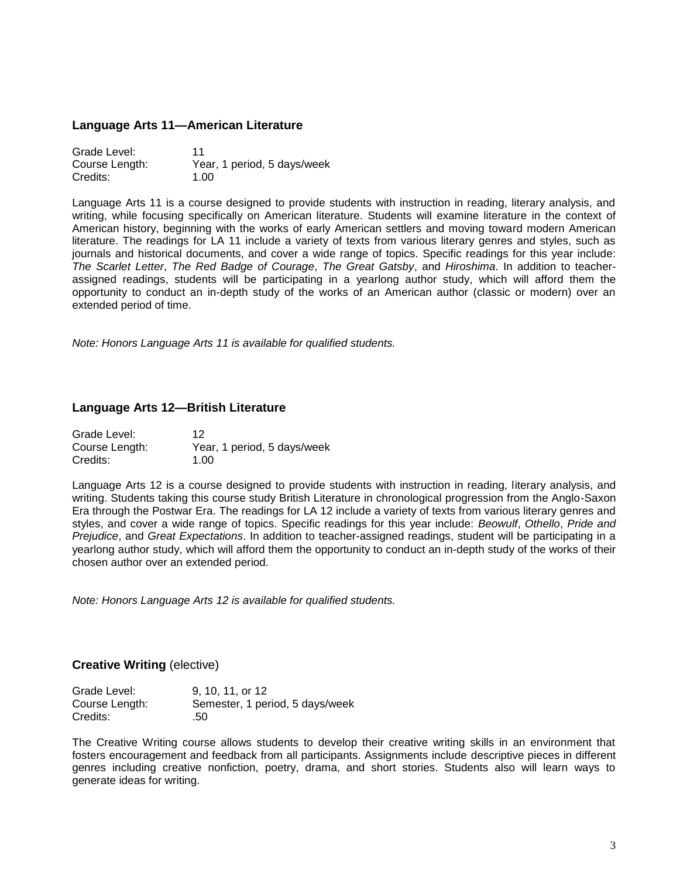### Language Arts 11—American Literature

Grade Level: 11
Course Length: Year, 1 period, 5 days/week
Credits: 1.00

Language Arts 11 is a course designed to provide students with instruction in reading, literary analysis, and writing, while focusing specifically on American literature. Students will examine literature in the context of American history, beginning with the works of early American settlers and moving toward modern American literature. The readings for LA 11 include a variety of texts from various literary genres and styles, such as journals and historical documents, and cover a wide range of topics. Specific readings for this year include: *The Scarlet Letter*, *The Red Badge of Courage*, *The Great Gatsby*, and *Hiroshima*. In addition to teacher-assigned readings, students will be participating in a yearlong author study, which will afford them the opportunity to conduct an in-depth study of the works of an American author (classic or modern) over an extended period of time.

*Note: Honors Language Arts 11 is available for qualified students.*

### Language Arts 12—British Literature

Grade Level: 12
Course Length: Year, 1 period, 5 days/week
Credits: 1.00

Language Arts 12 is a course designed to provide students with instruction in reading, literary analysis, and writing. Students taking this course study British Literature in chronological progression from the Anglo-Saxon Era through the Postwar Era. The readings for LA 12 include a variety of texts from various literary genres and styles, and cover a wide range of topics. Specific readings for this year include: *Beowulf*, *Othello*, *Pride and Prejudice*, and *Great Expectations*. In addition to teacher-assigned readings, student will be participating in a yearlong author study, which will afford them the opportunity to conduct an in-depth study of the works of their chosen author over an extended period.

*Note: Honors Language Arts 12 is available for qualified students.*

### **Creative Writing** (elective)

Grade Level: 9, 10, 11, or 12
Course Length: Semester, 1 period, 5 days/week
Credits: .50

The Creative Writing course allows students to develop their creative writing skills in an environment that fosters encouragement and feedback from all participants. Assignments include descriptive pieces in different genres including creative nonfiction, poetry, drama, and short stories. Students also will learn ways to generate ideas for writing.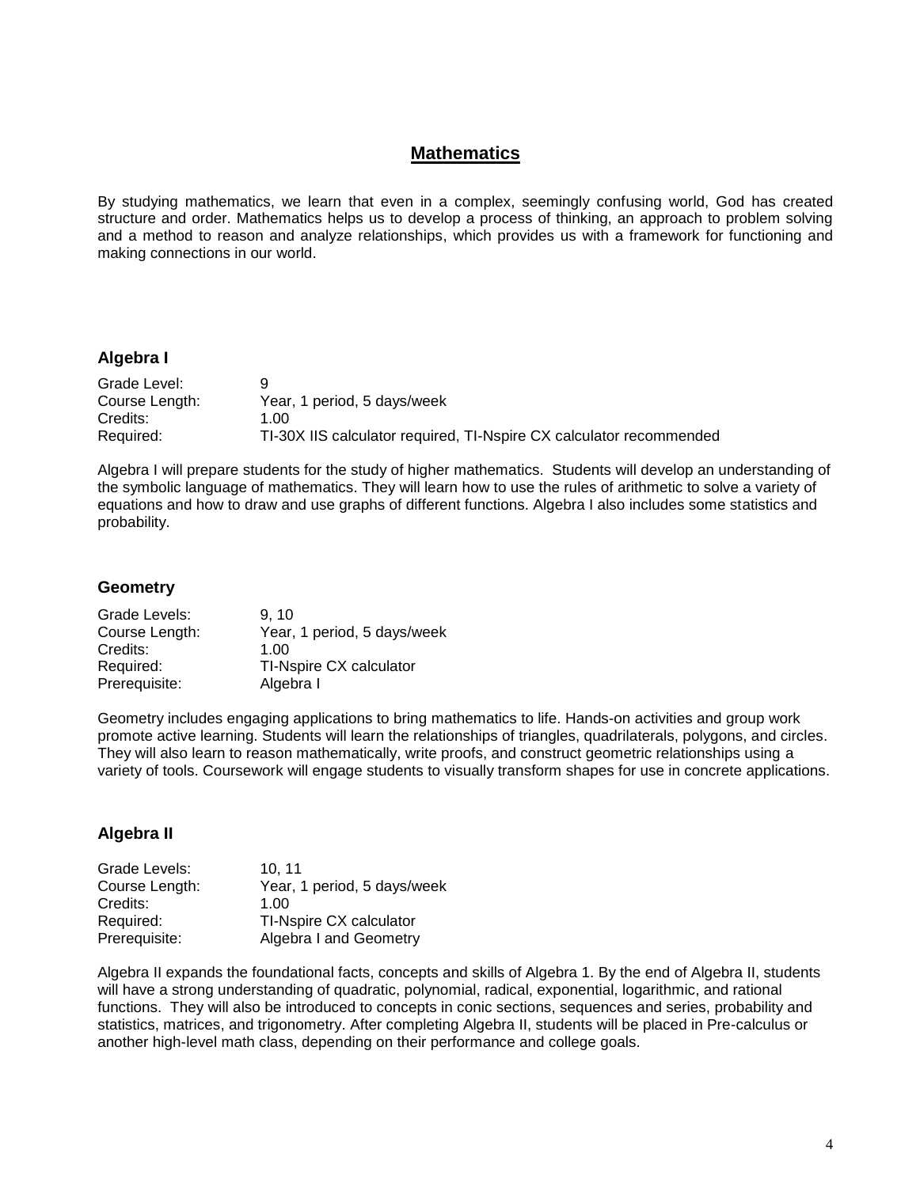# Mathematics

By studying mathematics, we learn that even in a complex, seemingly confusing world, God has created structure and order. Mathematics helps us to develop a process of thinking, an approach to problem solving and a method to reason and analyze relationships, which provides us with a framework for functioning and making connections in our world.

### Algebra I

Grade Level: 9
Course Length: Year, 1 period, 5 days/week
Credits: 1.00
Required: TI-30X IIS calculator required, TI-Nspire CX calculator recommended

Algebra I will prepare students for the study of higher mathematics. Students will develop an understanding of the symbolic language of mathematics. They will learn how to use the rules of arithmetic to solve a variety of equations and how to draw and use graphs of different functions. Algebra I also includes some statistics and probability.

### Geometry

Grade Levels: 9, 10
Course Length: Year, 1 period, 5 days/week
Credits: 1.00
Required: TI-Nspire CX calculator
Prerequisite: Algebra I

Geometry includes engaging applications to bring mathematics to life. Hands-on activities and group work promote active learning. Students will learn the relationships of triangles, quadrilaterals, polygons, and circles. They will also learn to reason mathematically, write proofs, and construct geometric relationships using a variety of tools. Coursework will engage students to visually transform shapes for use in concrete applications.

### Algebra II

Grade Levels: 10, 11
Course Length: Year, 1 period, 5 days/week
Credits: 1.00
Required: TI-Nspire CX calculator
Prerequisite: Algebra I and Geometry

Algebra II expands the foundational facts, concepts and skills of Algebra 1. By the end of Algebra II, students will have a strong understanding of quadratic, polynomial, radical, exponential, logarithmic, and rational functions. They will also be introduced to concepts in conic sections, sequences and series, probability and statistics, matrices, and trigonometry. After completing Algebra II, students will be placed in Pre-calculus or another high-level math class, depending on their performance and college goals.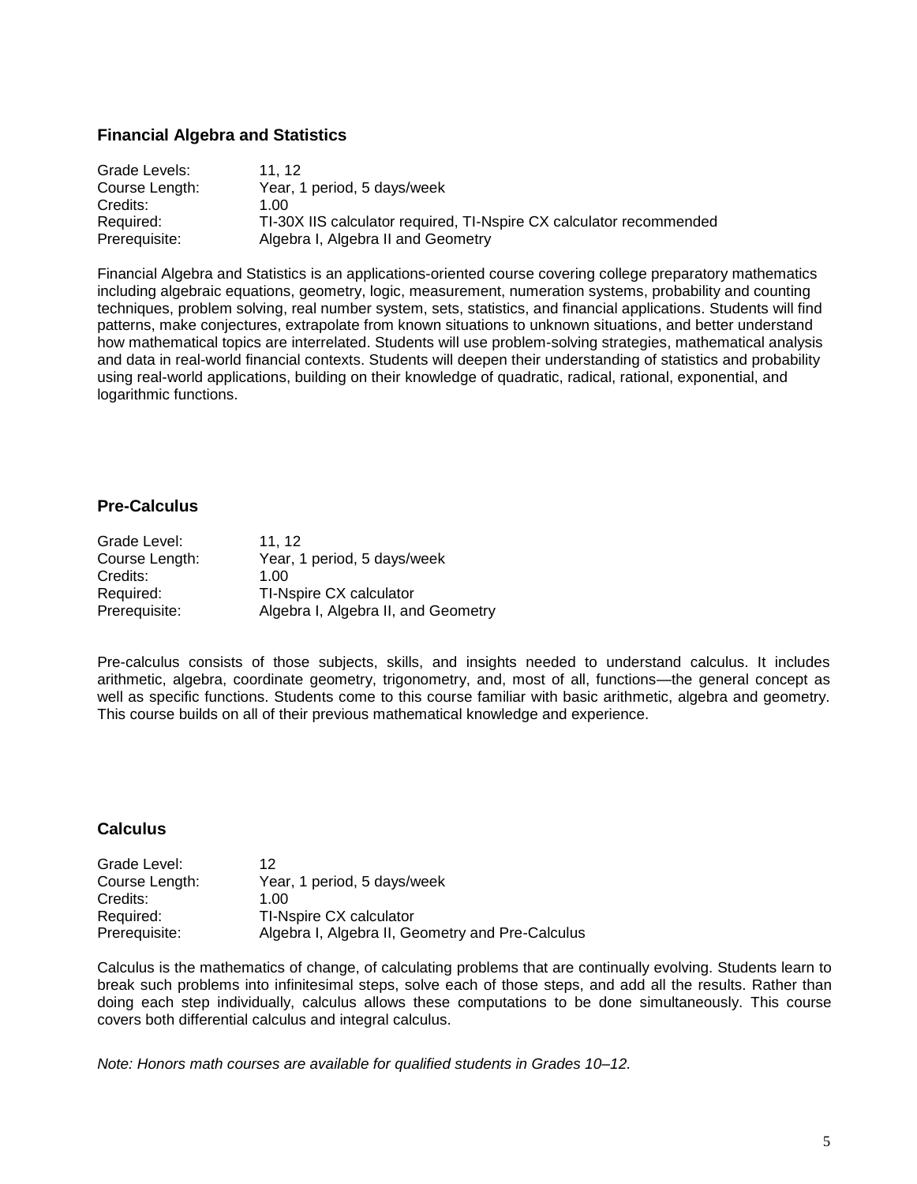### Financial Algebra and Statistics

| | |
|---|---|
| Grade Levels: | 11, 12 |
| Course Length: | Year, 1 period, 5 days/week |
| Credits: | 1.00 |
| Required: | TI-30X IIS calculator required, TI-Nspire CX calculator recommended |
| Prerequisite: | Algebra I, Algebra II and Geometry |

Financial Algebra and Statistics is an applications-oriented course covering college preparatory mathematics including algebraic equations, geometry, logic, measurement, numeration systems, probability and counting techniques, problem solving, real number system, sets, statistics, and financial applications. Students will find patterns, make conjectures, extrapolate from known situations to unknown situations, and better understand how mathematical topics are interrelated. Students will use problem-solving strategies, mathematical analysis and data in real-world financial contexts. Students will deepen their understanding of statistics and probability using real-world applications, building on their knowledge of quadratic, radical, rational, exponential, and logarithmic functions.

### Pre-Calculus

| | |
|---|---|
| Grade Level: | 11, 12 |
| Course Length: | Year, 1 period, 5 days/week |
| Credits: | 1.00 |
| Required: | TI-Nspire CX calculator |
| Prerequisite: | Algebra I, Algebra II, and Geometry |

Pre-calculus consists of those subjects, skills, and insights needed to understand calculus. It includes arithmetic, algebra, coordinate geometry, trigonometry, and, most of all, functions—the general concept as well as specific functions. Students come to this course familiar with basic arithmetic, algebra and geometry. This course builds on all of their previous mathematical knowledge and experience.

### Calculus

| | |
|---|---|
| Grade Level: | 12 |
| Course Length: | Year, 1 period, 5 days/week |
| Credits: | 1.00 |
| Required: | TI-Nspire CX calculator |
| Prerequisite: | Algebra I, Algebra II, Geometry and Pre-Calculus |

Calculus is the mathematics of change, of calculating problems that are continually evolving. Students learn to break such problems into infinitesimal steps, solve each of those steps, and add all the results. Rather than doing each step individually, calculus allows these computations to be done simultaneously. This course covers both differential calculus and integral calculus.

*Note: Honors math courses are available for qualified students in Grades 10–12.*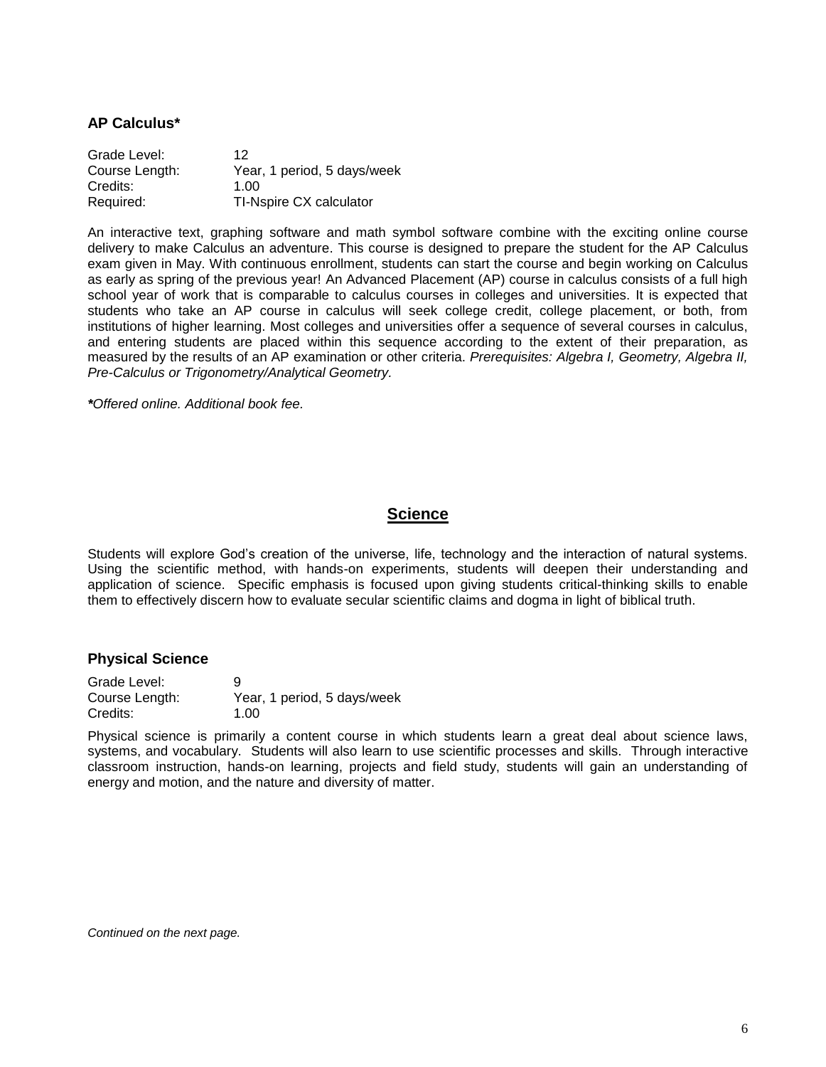### AP Calculus*

Grade Level: 12
Course Length: Year, 1 period, 5 days/week
Credits: 1.00
Required: TI-Nspire CX calculator

An interactive text, graphing software and math symbol software combine with the exciting online course delivery to make Calculus an adventure. This course is designed to prepare the student for the AP Calculus exam given in May. With continuous enrollment, students can start the course and begin working on Calculus as early as spring of the previous year! An Advanced Placement (AP) course in calculus consists of a full high school year of work that is comparable to calculus courses in colleges and universities. It is expected that students who take an AP course in calculus will seek college credit, college placement, or both, from institutions of higher learning. Most colleges and universities offer a sequence of several courses in calculus, and entering students are placed within this sequence according to the extent of their preparation, as measured by the results of an AP examination or other criteria. *Prerequisites: Algebra I, Geometry, Algebra II, Pre-Calculus or Trigonometry/Analytical Geometry.*

***Offered online. Additional book fee.***

## Science

Students will explore God's creation of the universe, life, technology and the interaction of natural systems. Using the scientific method, with hands-on experiments, students will deepen their understanding and application of science. Specific emphasis is focused upon giving students critical-thinking skills to enable them to effectively discern how to evaluate secular scientific claims and dogma in light of biblical truth.

### Physical Science

Grade Level: 9
Course Length: Year, 1 period, 5 days/week
Credits: 1.00

Physical science is primarily a content course in which students learn a great deal about science laws, systems, and vocabulary. Students will also learn to use scientific processes and skills. Through interactive classroom instruction, hands-on learning, projects and field study, students will gain an understanding of energy and motion, and the nature and diversity of matter.

*Continued on the next page.*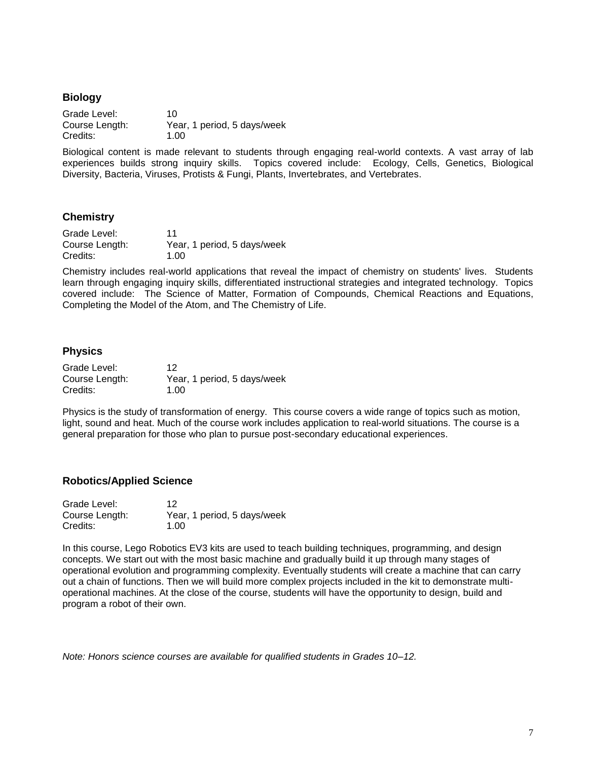### Biology

Grade Level: 10
Course Length: Year, 1 period, 5 days/week
Credits: 1.00

Biological content is made relevant to students through engaging real-world contexts. A vast array of lab experiences builds strong inquiry skills. Topics covered include: Ecology, Cells, Genetics, Biological Diversity, Bacteria, Viruses, Protists & Fungi, Plants, Invertebrates, and Vertebrates.

### Chemistry

Grade Level: 11
Course Length: Year, 1 period, 5 days/week
Credits: 1.00

Chemistry includes real-world applications that reveal the impact of chemistry on students' lives. Students learn through engaging inquiry skills, differentiated instructional strategies and integrated technology. Topics covered include: The Science of Matter, Formation of Compounds, Chemical Reactions and Equations, Completing the Model of the Atom, and The Chemistry of Life.

### Physics

Grade Level: 12
Course Length: Year, 1 period, 5 days/week
Credits: 1.00

Physics is the study of transformation of energy. This course covers a wide range of topics such as motion, light, sound and heat. Much of the course work includes application to real-world situations. The course is a general preparation for those who plan to pursue post-secondary educational experiences.

### Robotics/Applied Science

Grade Level: 12
Course Length: Year, 1 period, 5 days/week
Credits: 1.00

In this course, Lego Robotics EV3 kits are used to teach building techniques, programming, and design concepts. We start out with the most basic machine and gradually build it up through many stages of operational evolution and programming complexity. Eventually students will create a machine that can carry out a chain of functions. Then we will build more complex projects included in the kit to demonstrate multi-operational machines. At the close of the course, students will have the opportunity to design, build and program a robot of their own.

*Note: Honors science courses are available for qualified students in Grades 10–12.*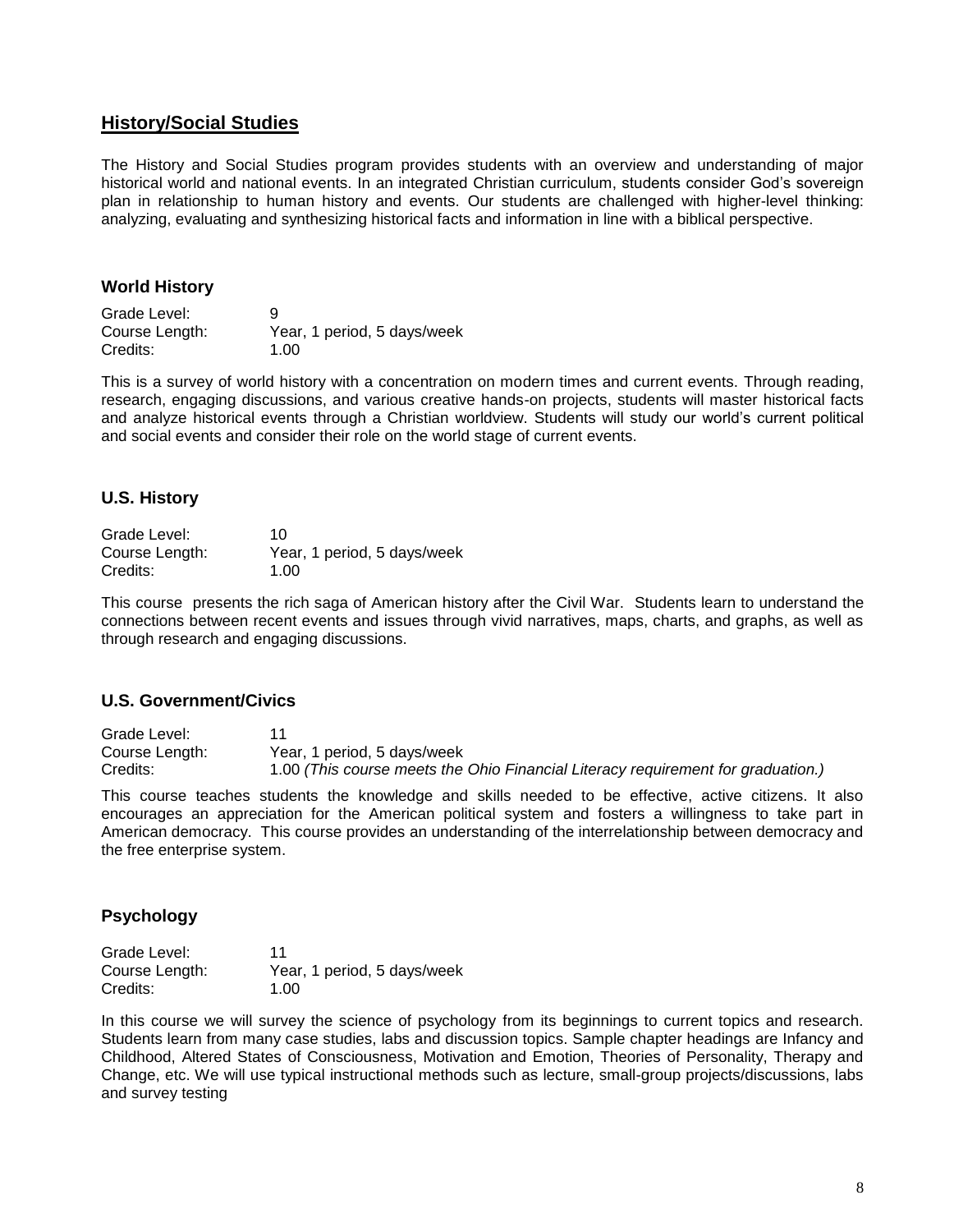## History/Social Studies

The History and Social Studies program provides students with an overview and understanding of major historical world and national events. In an integrated Christian curriculum, students consider God's sovereign plan in relationship to human history and events. Our students are challenged with higher-level thinking: analyzing, evaluating and synthesizing historical facts and information in line with a biblical perspective.

### World History

Grade Level: 9
Course Length: Year, 1 period, 5 days/week
Credits: 1.00

This is a survey of world history with a concentration on modern times and current events. Through reading, research, engaging discussions, and various creative hands-on projects, students will master historical facts and analyze historical events through a Christian worldview. Students will study our world's current political and social events and consider their role on the world stage of current events.

### U.S. History

Grade Level: 10
Course Length: Year, 1 period, 5 days/week
Credits: 1.00

This course presents the rich saga of American history after the Civil War. Students learn to understand the connections between recent events and issues through vivid narratives, maps, charts, and graphs, as well as through research and engaging discussions.

### U.S. Government/Civics

Grade Level: 11
Course Length: Year, 1 period, 5 days/week
Credits: 1.00 *(This course meets the Ohio Financial Literacy requirement for graduation.)*

This course teaches students the knowledge and skills needed to be effective, active citizens. It also encourages an appreciation for the American political system and fosters a willingness to take part in American democracy. This course provides an understanding of the interrelationship between democracy and the free enterprise system.

### Psychology

Grade Level: 11
Course Length: Year, 1 period, 5 days/week
Credits: 1.00

In this course we will survey the science of psychology from its beginnings to current topics and research. Students learn from many case studies, labs and discussion topics. Sample chapter headings are Infancy and Childhood, Altered States of Consciousness, Motivation and Emotion, Theories of Personality, Therapy and Change, etc. We will use typical instructional methods such as lecture, small-group projects/discussions, labs and survey testing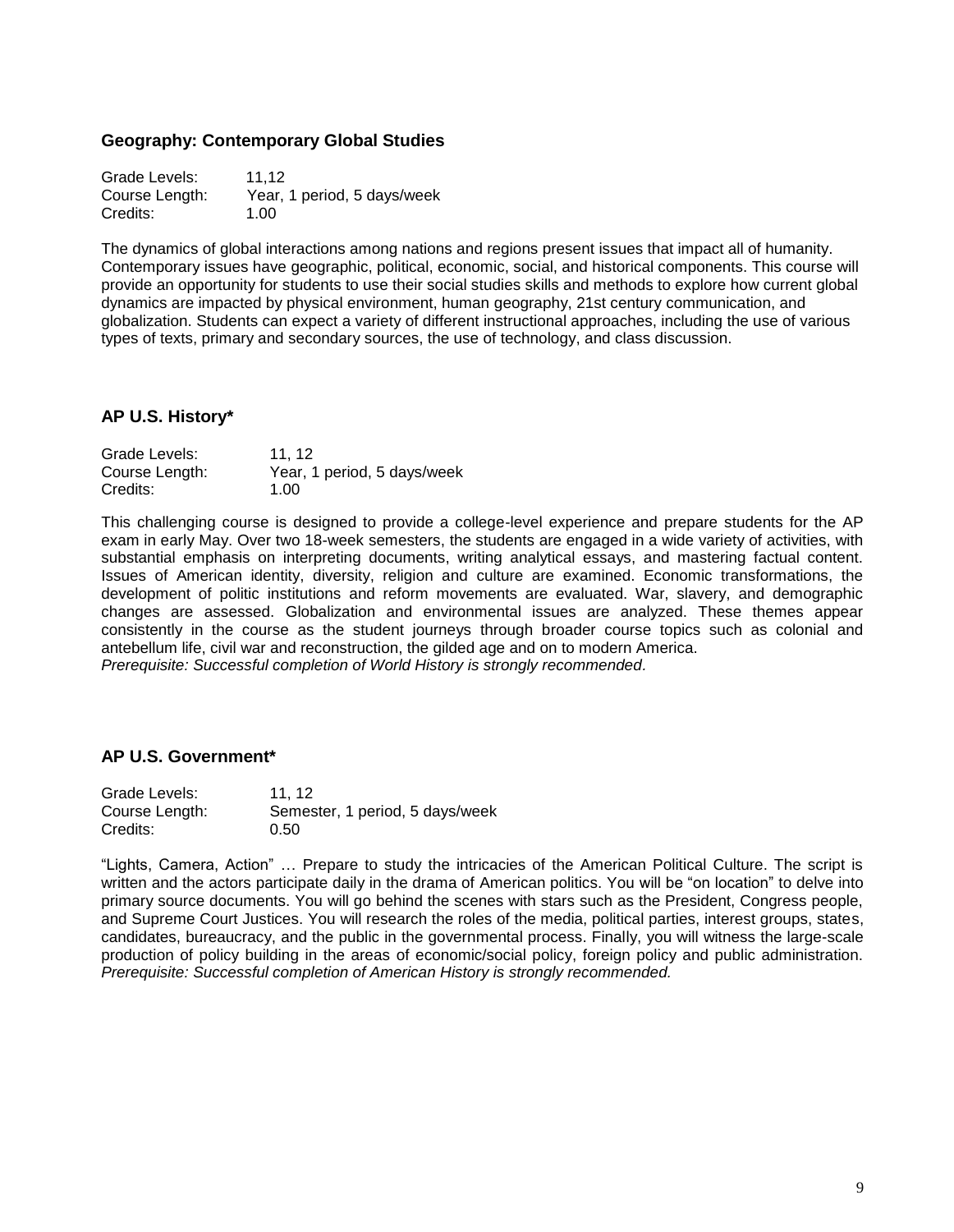### Geography: Contemporary Global Studies

Grade Levels: 11,12
Course Length: Year, 1 period, 5 days/week
Credits: 1.00

The dynamics of global interactions among nations and regions present issues that impact all of humanity. Contemporary issues have geographic, political, economic, social, and historical components. This course will provide an opportunity for students to use their social studies skills and methods to explore how current global dynamics are impacted by physical environment, human geography, 21st century communication, and globalization. Students can expect a variety of different instructional approaches, including the use of various types of texts, primary and secondary sources, the use of technology, and class discussion.

### AP U.S. History*

Grade Levels: 11, 12
Course Length: Year, 1 period, 5 days/week
Credits: 1.00

This challenging course is designed to provide a college-level experience and prepare students for the AP exam in early May. Over two 18-week semesters, the students are engaged in a wide variety of activities, with substantial emphasis on interpreting documents, writing analytical essays, and mastering factual content. Issues of American identity, diversity, religion and culture are examined. Economic transformations, the development of politic institutions and reform movements are evaluated. War, slavery, and demographic changes are assessed. Globalization and environmental issues are analyzed. These themes appear consistently in the course as the student journeys through broader course topics such as colonial and antebellum life, civil war and reconstruction, the gilded age and on to modern America.
*Prerequisite: Successful completion of World History is strongly recommended.*

### AP U.S. Government*

Grade Levels: 11, 12
Course Length: Semester, 1 period, 5 days/week
Credits: 0.50

"Lights, Camera, Action" … Prepare to study the intricacies of the American Political Culture. The script is written and the actors participate daily in the drama of American politics. You will be "on location" to delve into primary source documents. You will go behind the scenes with stars such as the President, Congress people, and Supreme Court Justices. You will research the roles of the media, political parties, interest groups, states, candidates, bureaucracy, and the public in the governmental process. Finally, you will witness the large-scale production of policy building in the areas of economic/social policy, foreign policy and public administration.
*Prerequisite: Successful completion of American History is strongly recommended.*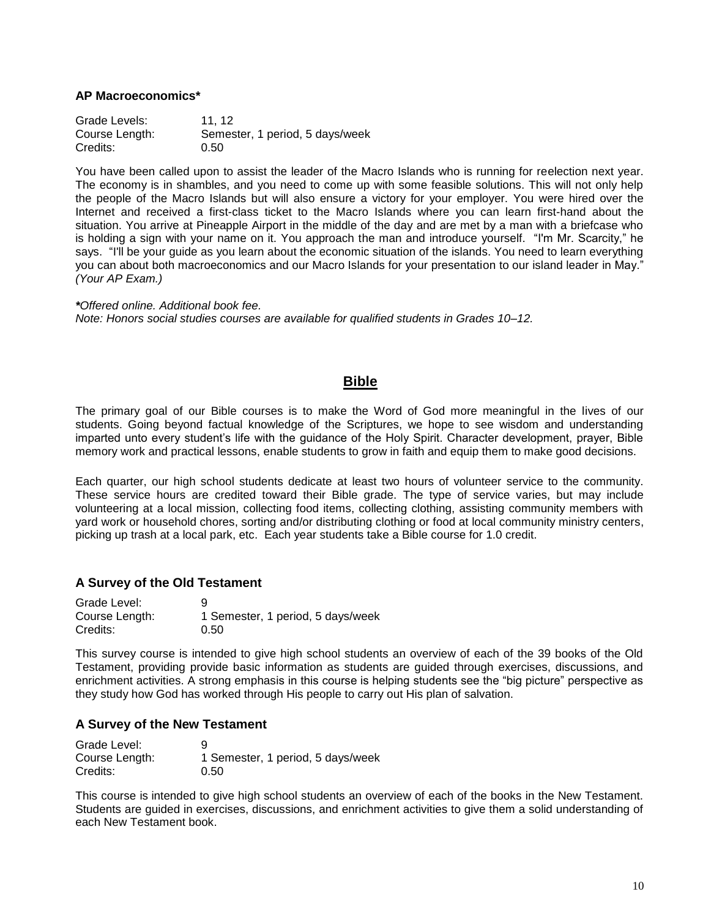### AP Macroeconomics*

Grade Levels: 11, 12
Course Length: Semester, 1 period, 5 days/week
Credits: 0.50

You have been called upon to assist the leader of the Macro Islands who is running for reelection next year. The economy is in shambles, and you need to come up with some feasible solutions. This will not only help the people of the Macro Islands but will also ensure a victory for your employer. You were hired over the Internet and received a first-class ticket to the Macro Islands where you can learn first-hand about the situation. You arrive at Pineapple Airport in the middle of the day and are met by a man with a briefcase who is holding a sign with your name on it. You approach the man and introduce yourself. "I'm Mr. Scarcity," he says. "I'll be your guide as you learn about the economic situation of the islands. You need to learn everything you can about both macroeconomics and our Macro Islands for your presentation to our island leader in May." *(Your AP Exam.)*

***Offered online. Additional book fee.***
*Note: Honors social studies courses are available for qualified students in Grades 10–12.*

## Bible

The primary goal of our Bible courses is to make the Word of God more meaningful in the lives of our students. Going beyond factual knowledge of the Scriptures, we hope to see wisdom and understanding imparted unto every student's life with the guidance of the Holy Spirit. Character development, prayer, Bible memory work and practical lessons, enable students to grow in faith and equip them to make good decisions.

Each quarter, our high school students dedicate at least two hours of volunteer service to the community. These service hours are credited toward their Bible grade. The type of service varies, but may include volunteering at a local mission, collecting food items, collecting clothing, assisting community members with yard work or household chores, sorting and/or distributing clothing or food at local community ministry centers, picking up trash at a local park, etc. Each year students take a Bible course for 1.0 credit.

### A Survey of the Old Testament

Grade Level: 9
Course Length: 1 Semester, 1 period, 5 days/week
Credits: 0.50

This survey course is intended to give high school students an overview of each of the 39 books of the Old Testament, providing provide basic information as students are guided through exercises, discussions, and enrichment activities. A strong emphasis in this course is helping students see the "big picture" perspective as they study how God has worked through His people to carry out His plan of salvation.

### A Survey of the New Testament

Grade Level: 9
Course Length: 1 Semester, 1 period, 5 days/week
Credits: 0.50

This course is intended to give high school students an overview of each of the books in the New Testament. Students are guided in exercises, discussions, and enrichment activities to give them a solid understanding of each New Testament book.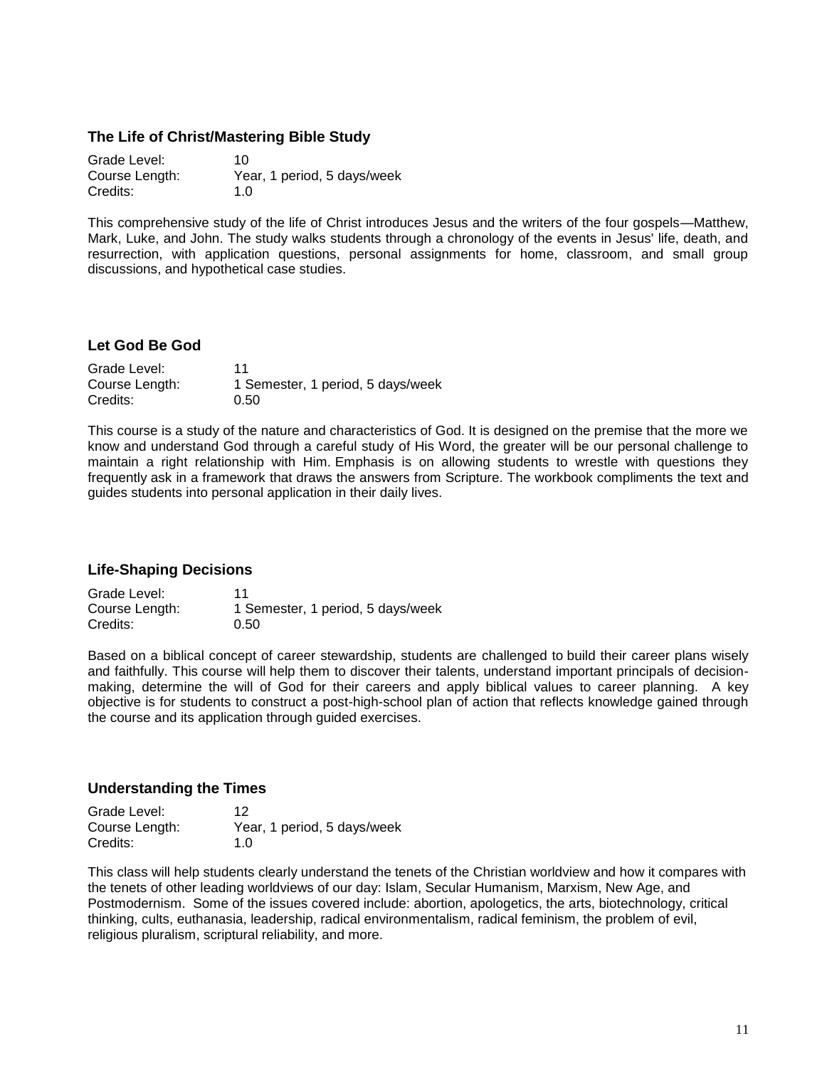### The Life of Christ/Mastering Bible Study

Grade Level: 10
Course Length: Year, 1 period, 5 days/week
Credits: 1.0

This comprehensive study of the life of Christ introduces Jesus and the writers of the four gospels—Matthew, Mark, Luke, and John. The study walks students through a chronology of the events in Jesus' life, death, and resurrection, with application questions, personal assignments for home, classroom, and small group discussions, and hypothetical case studies.

### Let God Be God

Grade Level: 11
Course Length: 1 Semester, 1 period, 5 days/week
Credits: 0.50

This course is a study of the nature and characteristics of God. It is designed on the premise that the more we know and understand God through a careful study of His Word, the greater will be our personal challenge to maintain a right relationship with Him. Emphasis is on allowing students to wrestle with questions they frequently ask in a framework that draws the answers from Scripture. The workbook compliments the text and guides students into personal application in their daily lives.

### Life-Shaping Decisions

Grade Level: 11
Course Length: 1 Semester, 1 period, 5 days/week
Credits: 0.50

Based on a biblical concept of career stewardship, students are challenged to build their career plans wisely and faithfully. This course will help them to discover their talents, understand important principals of decision-making, determine the will of God for their careers and apply biblical values to career planning. A key objective is for students to construct a post-high-school plan of action that reflects knowledge gained through the course and its application through guided exercises.

### Understanding the Times

Grade Level: 12
Course Length: Year, 1 period, 5 days/week
Credits: 1.0

This class will help students clearly understand the tenets of the Christian worldview and how it compares with the tenets of other leading worldviews of our day: Islam, Secular Humanism, Marxism, New Age, and Postmodernism. Some of the issues covered include: abortion, apologetics, the arts, biotechnology, critical thinking, cults, euthanasia, leadership, radical environmentalism, radical feminism, the problem of evil, religious pluralism, scriptural reliability, and more.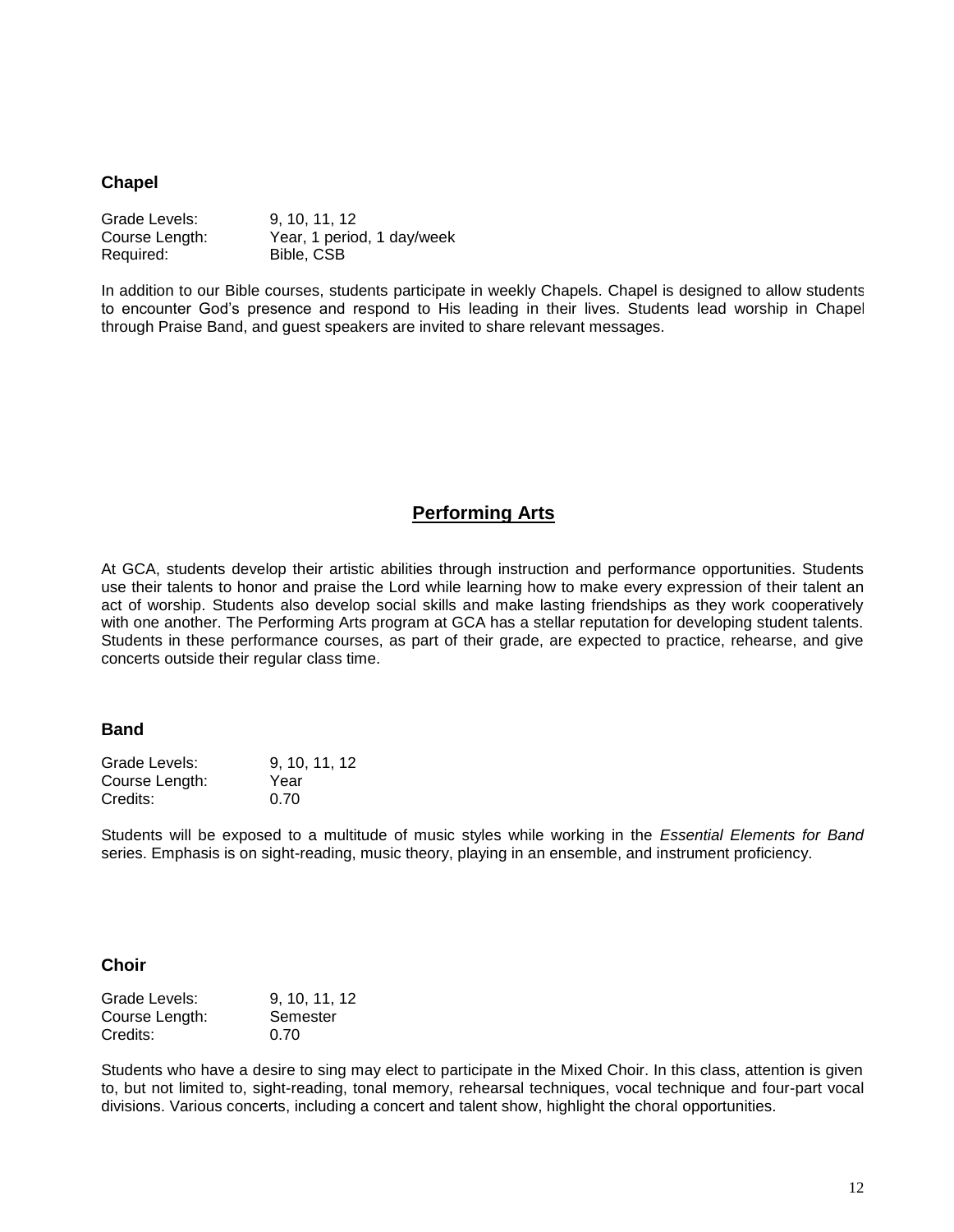### Chapel

Grade Levels: 9, 10, 11, 12
Course Length: Year, 1 period, 1 day/week
Required: Bible, CSB

In addition to our Bible courses, students participate in weekly Chapels. Chapel is designed to allow students to encounter God's presence and respond to His leading in their lives. Students lead worship in Chapel through Praise Band, and guest speakers are invited to share relevant messages.

## Performing Arts

At GCA, students develop their artistic abilities through instruction and performance opportunities. Students use their talents to honor and praise the Lord while learning how to make every expression of their talent an act of worship. Students also develop social skills and make lasting friendships as they work cooperatively with one another. The Performing Arts program at GCA has a stellar reputation for developing student talents. Students in these performance courses, as part of their grade, are expected to practice, rehearse, and give concerts outside their regular class time.

### Band

Grade Levels: 9, 10, 11, 12
Course Length: Year
Credits: 0.70

Students will be exposed to a multitude of music styles while working in the *Essential Elements for Band* series. Emphasis is on sight-reading, music theory, playing in an ensemble, and instrument proficiency.

### Choir

Grade Levels: 9, 10, 11, 12
Course Length: Semester
Credits: 0.70

Students who have a desire to sing may elect to participate in the Mixed Choir. In this class, attention is given to, but not limited to, sight-reading, tonal memory, rehearsal techniques, vocal technique and four-part vocal divisions. Various concerts, including a concert and talent show, highlight the choral opportunities.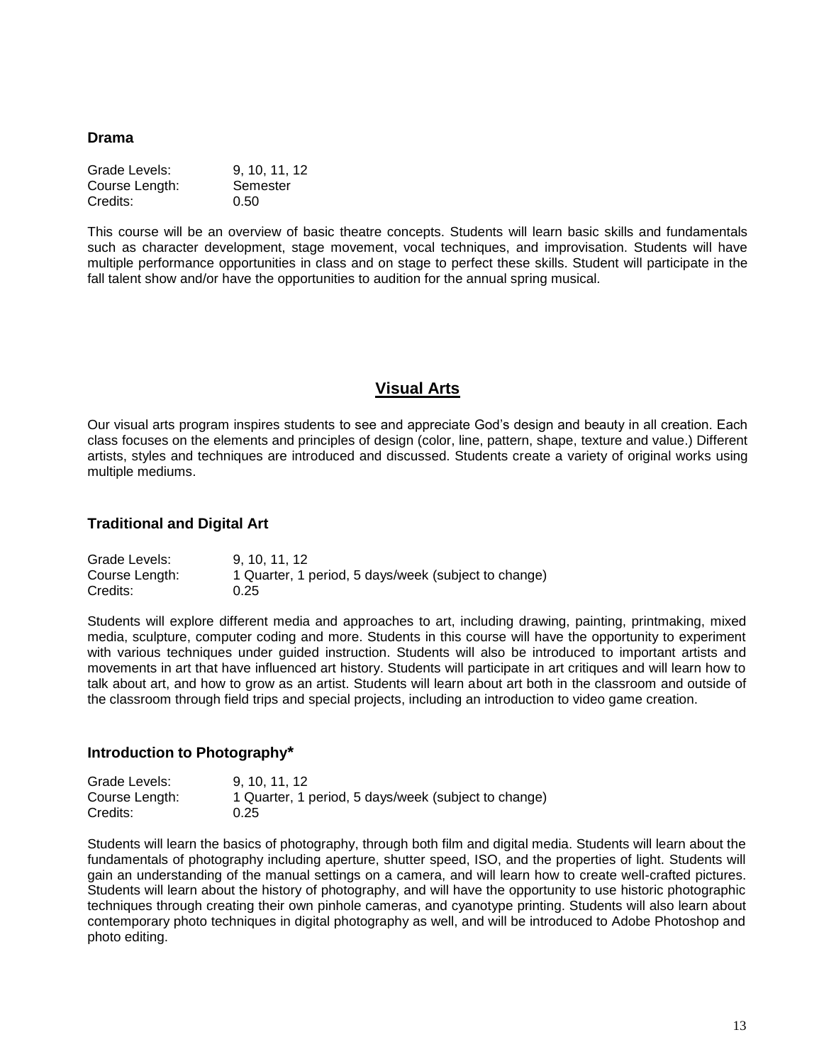### Drama

Grade Levels: 9, 10, 11, 12
Course Length: Semester
Credits: 0.50

This course will be an overview of basic theatre concepts. Students will learn basic skills and fundamentals such as character development, stage movement, vocal techniques, and improvisation. Students will have multiple performance opportunities in class and on stage to perfect these skills. Student will participate in the fall talent show and/or have the opportunities to audition for the annual spring musical.

## Visual Arts

Our visual arts program inspires students to see and appreciate God's design and beauty in all creation. Each class focuses on the elements and principles of design (color, line, pattern, shape, texture and value.) Different artists, styles and techniques are introduced and discussed. Students create a variety of original works using multiple mediums.

### Traditional and Digital Art

Grade Levels: 9, 10, 11, 12
Course Length: 1 Quarter, 1 period, 5 days/week (subject to change)
Credits: 0.25

Students will explore different media and approaches to art, including drawing, painting, printmaking, mixed media, sculpture, computer coding and more. Students in this course will have the opportunity to experiment with various techniques under guided instruction. Students will also be introduced to important artists and movements in art that have influenced art history. Students will participate in art critiques and will learn how to talk about art, and how to grow as an artist. Students will learn about art both in the classroom and outside of the classroom through field trips and special projects, including an introduction to video game creation.

### Introduction to Photography*

Grade Levels: 9, 10, 11, 12
Course Length: 1 Quarter, 1 period, 5 days/week (subject to change)
Credits: 0.25

Students will learn the basics of photography, through both film and digital media. Students will learn about the fundamentals of photography including aperture, shutter speed, ISO, and the properties of light. Students will gain an understanding of the manual settings on a camera, and will learn how to create well-crafted pictures. Students will learn about the history of photography, and will have the opportunity to use historic photographic techniques through creating their own pinhole cameras, and cyanotype printing. Students will also learn about contemporary photo techniques in digital photography as well, and will be introduced to Adobe Photoshop and photo editing.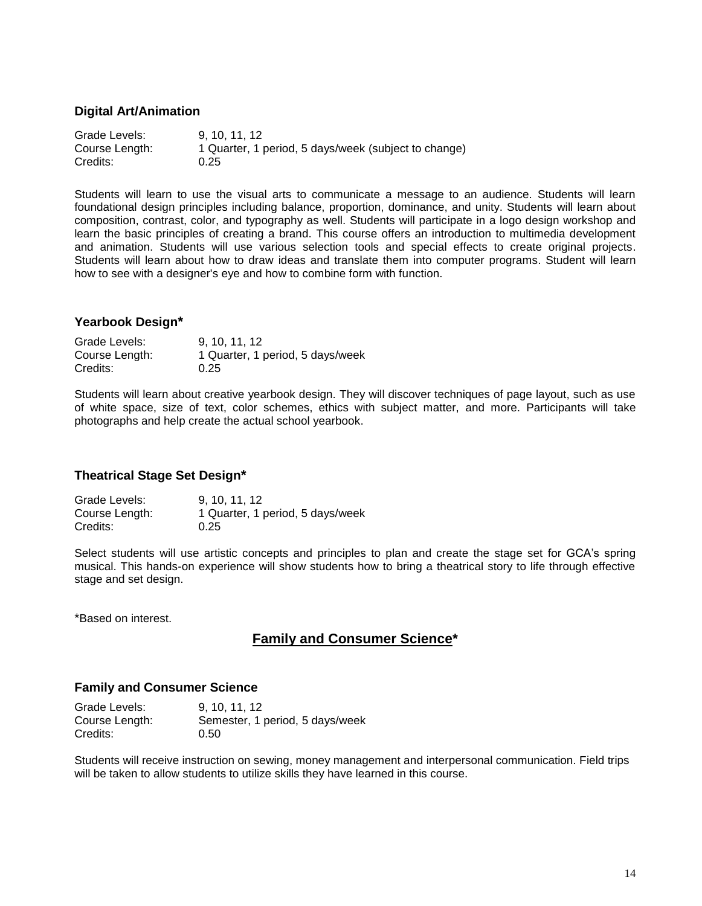### Digital Art/Animation

Grade Levels: 9, 10, 11, 12
Course Length: 1 Quarter, 1 period, 5 days/week (subject to change)
Credits: 0.25

Students will learn to use the visual arts to communicate a message to an audience. Students will learn foundational design principles including balance, proportion, dominance, and unity. Students will learn about composition, contrast, color, and typography as well. Students will participate in a logo design workshop and learn the basic principles of creating a brand. This course offers an introduction to multimedia development and animation. Students will use various selection tools and special effects to create original projects. Students will learn about how to draw ideas and translate them into computer programs. Student will learn how to see with a designer's eye and how to combine form with function.

### Yearbook Design*

Grade Levels: 9, 10, 11, 12
Course Length: 1 Quarter, 1 period, 5 days/week
Credits: 0.25

Students will learn about creative yearbook design. They will discover techniques of page layout, such as use of white space, size of text, color schemes, ethics with subject matter, and more. Participants will take photographs and help create the actual school yearbook.

### Theatrical Stage Set Design*

Grade Levels: 9, 10, 11, 12
Course Length: 1 Quarter, 1 period, 5 days/week
Credits: 0.25

Select students will use artistic concepts and principles to plan and create the stage set for GCA's spring musical. This hands-on experience will show students how to bring a theatrical story to life through effective stage and set design.

*Based on interest.

## Family and Consumer Science*

### Family and Consumer Science

Grade Levels: 9, 10, 11, 12
Course Length: Semester, 1 period, 5 days/week
Credits: 0.50

Students will receive instruction on sewing, money management and interpersonal communication. Field trips will be taken to allow students to utilize skills they have learned in this course.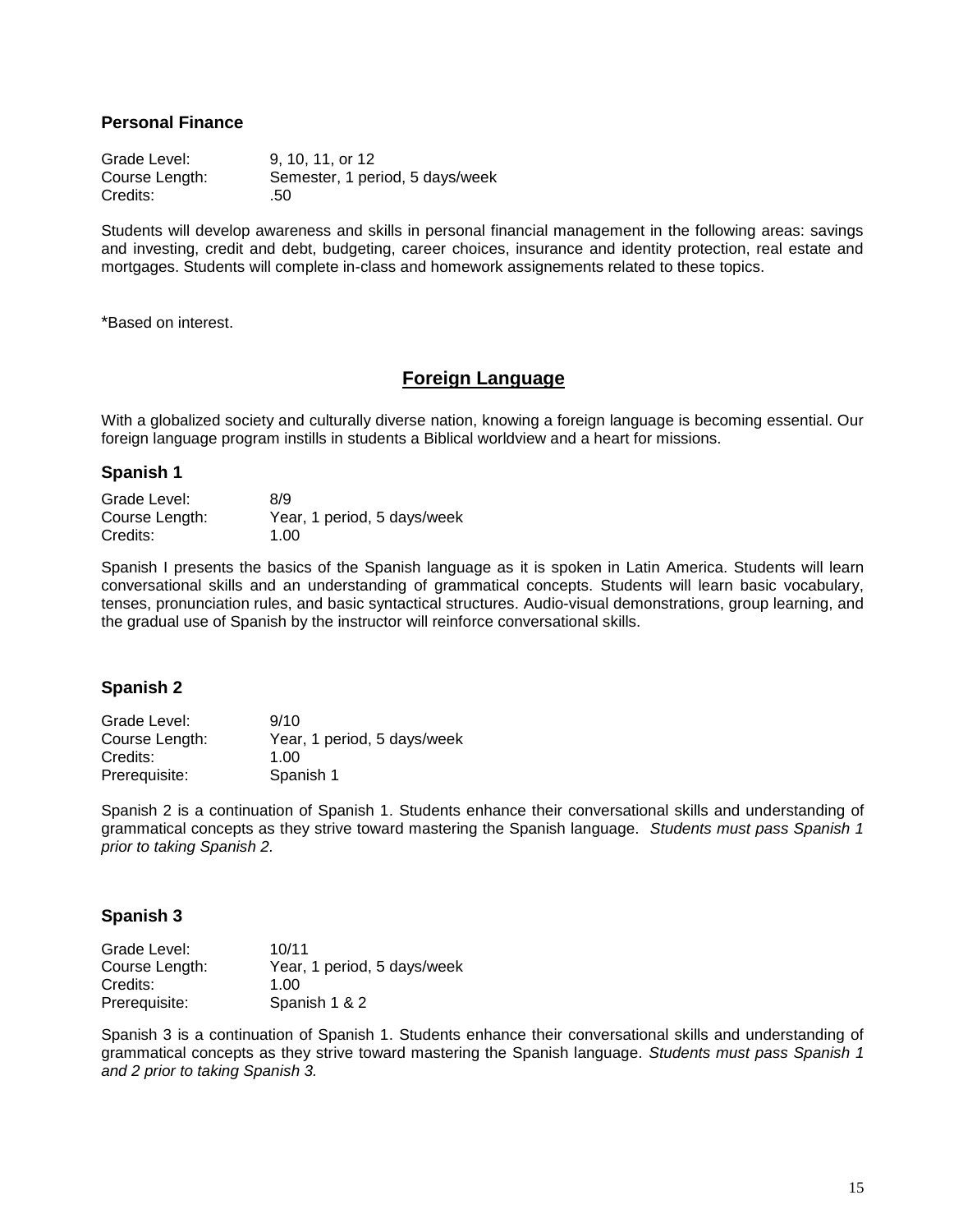### Personal Finance

Grade Level: 9, 10, 11, or 12
Course Length: Semester, 1 period, 5 days/week
Credits: .50

Students will develop awareness and skills in personal financial management in the following areas: savings and investing, credit and debt, budgeting, career choices, insurance and identity protection, real estate and mortgages. Students will complete in-class and homework assignements related to these topics.

*Based on interest.

## Foreign Language

With a globalized society and culturally diverse nation, knowing a foreign language is becoming essential. Our foreign language program instills in students a Biblical worldview and a heart for missions.

### Spanish 1

Grade Level: 8/9
Course Length: Year, 1 period, 5 days/week
Credits: 1.00

Spanish I presents the basics of the Spanish language as it is spoken in Latin America. Students will learn conversational skills and an understanding of grammatical concepts. Students will learn basic vocabulary, tenses, pronunciation rules, and basic syntactical structures. Audio-visual demonstrations, group learning, and the gradual use of Spanish by the instructor will reinforce conversational skills.

### Spanish 2

Grade Level: 9/10
Course Length: Year, 1 period, 5 days/week
Credits: 1.00
Prerequisite: Spanish 1

Spanish 2 is a continuation of Spanish 1. Students enhance their conversational skills and understanding of grammatical concepts as they strive toward mastering the Spanish language. *Students must pass Spanish 1 prior to taking Spanish 2.*

### Spanish 3

Grade Level: 10/11
Course Length: Year, 1 period, 5 days/week
Credits: 1.00
Prerequisite: Spanish 1 & 2

Spanish 3 is a continuation of Spanish 1. Students enhance their conversational skills and understanding of grammatical concepts as they strive toward mastering the Spanish language. *Students must pass Spanish 1 and 2 prior to taking Spanish 3.*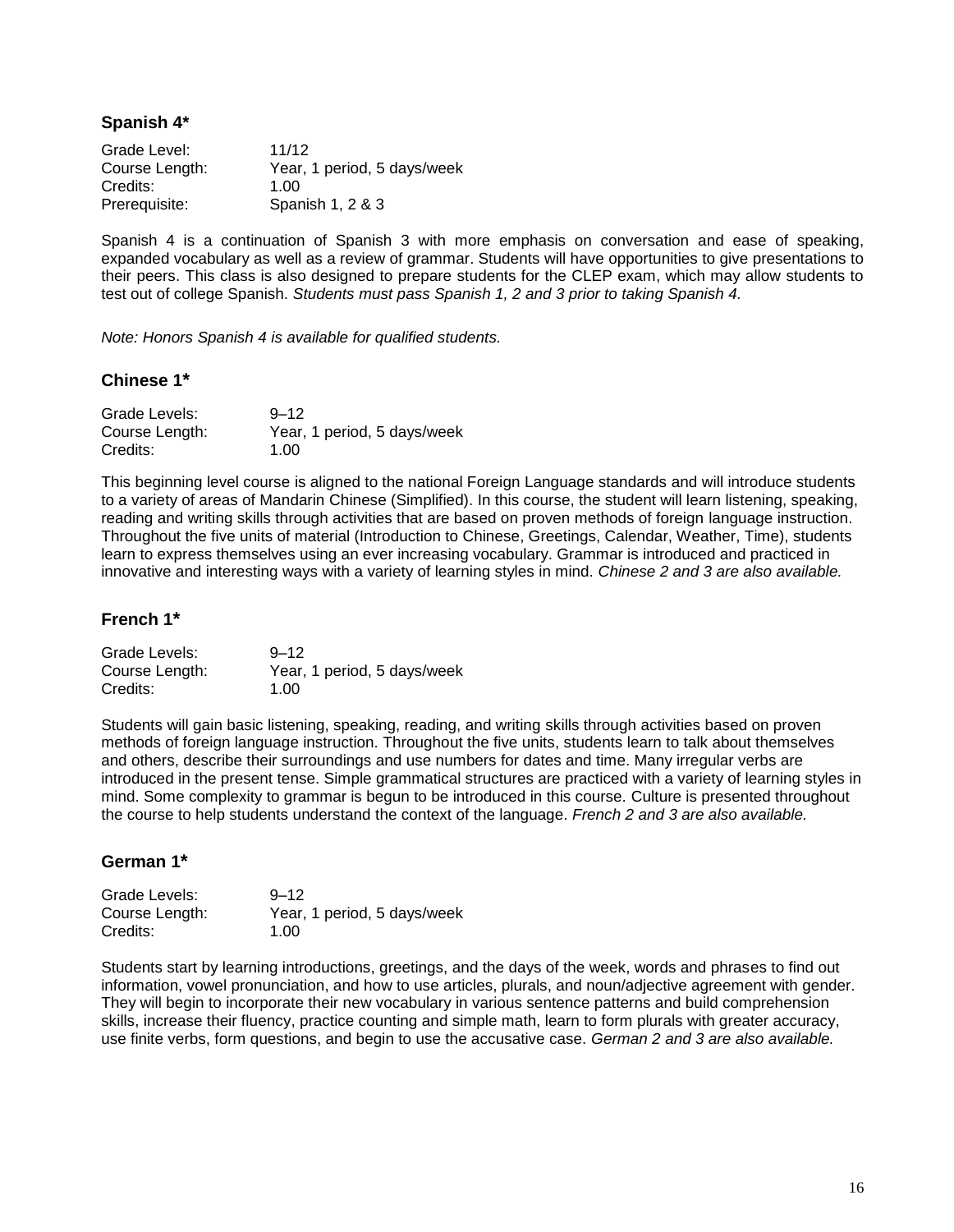### Spanish 4*

Grade Level: 11/12
Course Length: Year, 1 period, 5 days/week
Credits: 1.00
Prerequisite: Spanish 1, 2 & 3

Spanish 4 is a continuation of Spanish 3 with more emphasis on conversation and ease of speaking, expanded vocabulary as well as a review of grammar. Students will have opportunities to give presentations to their peers. This class is also designed to prepare students for the CLEP exam, which may allow students to test out of college Spanish. *Students must pass Spanish 1, 2 and 3 prior to taking Spanish 4.*

*Note: Honors Spanish 4 is available for qualified students.*

### Chinese 1*

Grade Levels: 9–12
Course Length: Year, 1 period, 5 days/week
Credits: 1.00

This beginning level course is aligned to the national Foreign Language standards and will introduce students to a variety of areas of Mandarin Chinese (Simplified). In this course, the student will learn listening, speaking, reading and writing skills through activities that are based on proven methods of foreign language instruction. Throughout the five units of material (Introduction to Chinese, Greetings, Calendar, Weather, Time), students learn to express themselves using an ever increasing vocabulary. Grammar is introduced and practiced in innovative and interesting ways with a variety of learning styles in mind. *Chinese 2 and 3 are also available.*

### French 1*

Grade Levels: 9–12
Course Length: Year, 1 period, 5 days/week
Credits: 1.00

Students will gain basic listening, speaking, reading, and writing skills through activities based on proven methods of foreign language instruction. Throughout the five units, students learn to talk about themselves and others, describe their surroundings and use numbers for dates and time. Many irregular verbs are introduced in the present tense. Simple grammatical structures are practiced with a variety of learning styles in mind. Some complexity to grammar is begun to be introduced in this course. Culture is presented throughout the course to help students understand the context of the language. *French 2 and 3 are also available.*

### German 1*

Grade Levels: 9–12
Course Length: Year, 1 period, 5 days/week
Credits: 1.00

Students start by learning introductions, greetings, and the days of the week, words and phrases to find out information, vowel pronunciation, and how to use articles, plurals, and noun/adjective agreement with gender. They will begin to incorporate their new vocabulary in various sentence patterns and build comprehension skills, increase their fluency, practice counting and simple math, learn to form plurals with greater accuracy, use finite verbs, form questions, and begin to use the accusative case. *German 2 and 3 are also available.*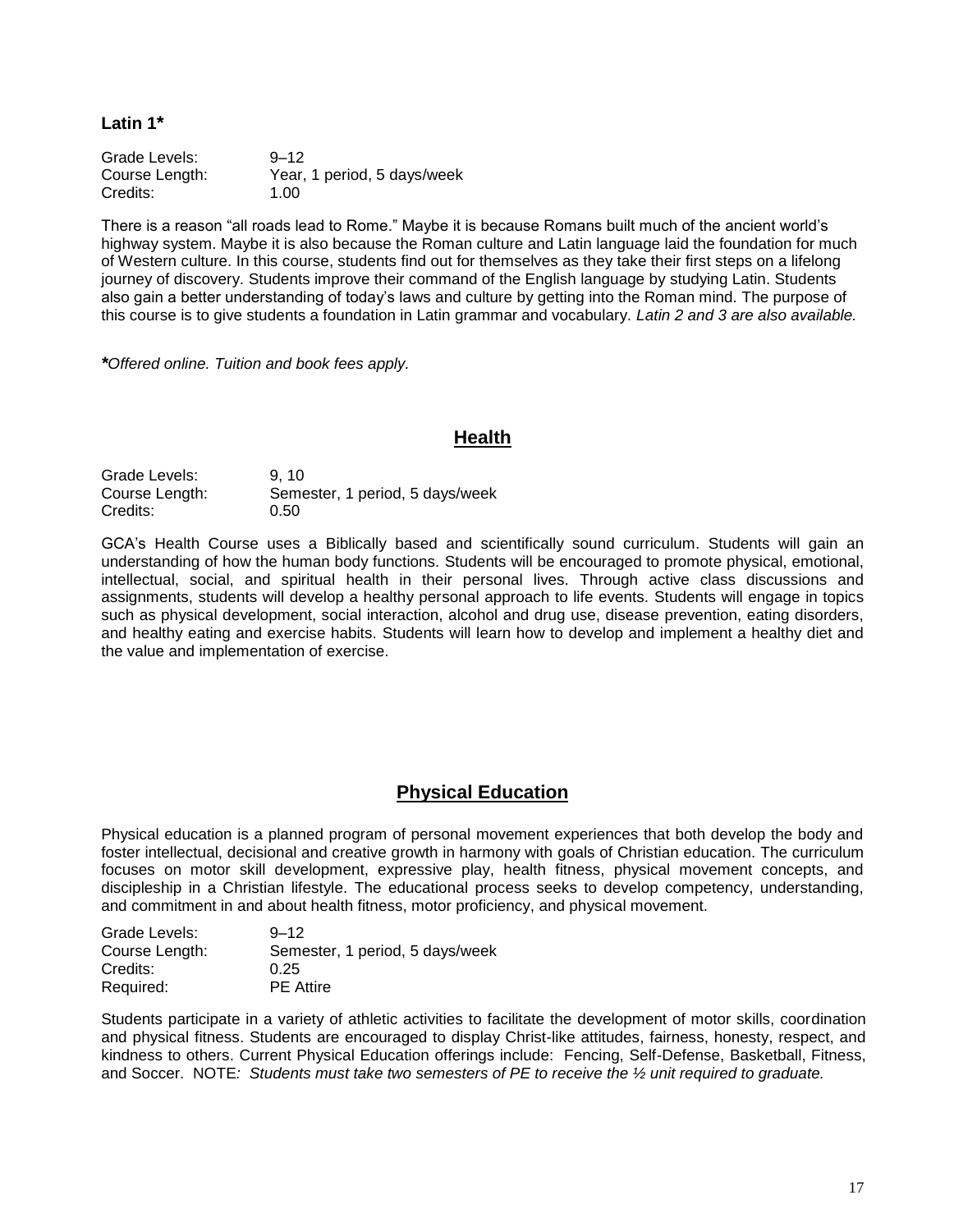### Latin 1*

Grade Levels: 9–12
Course Length: Year, 1 period, 5 days/week
Credits: 1.00

There is a reason “all roads lead to Rome.” Maybe it is because Romans built much of the ancient world’s highway system. Maybe it is also because the Roman culture and Latin language laid the foundation for much of Western culture. In this course, students find out for themselves as they take their first steps on a lifelong journey of discovery. Students improve their command of the English language by studying Latin. Students also gain a better understanding of today’s laws and culture by getting into the Roman mind. The purpose of this course is to give students a foundation in Latin grammar and vocabulary. *Latin 2 and 3 are also available.*

****Offered online. Tuition and book fees apply.*

## Health

Grade Levels: 9, 10
Course Length: Semester, 1 period, 5 days/week
Credits: 0.50

GCA’s Health Course uses a Biblically based and scientifically sound curriculum. Students will gain an understanding of how the human body functions. Students will be encouraged to promote physical, emotional, intellectual, social, and spiritual health in their personal lives. Through active class discussions and assignments, students will develop a healthy personal approach to life events. Students will engage in topics such as physical development, social interaction, alcohol and drug use, disease prevention, eating disorders, and healthy eating and exercise habits. Students will learn how to develop and implement a healthy diet and the value and implementation of exercise.

## Physical Education

Physical education is a planned program of personal movement experiences that both develop the body and foster intellectual, decisional and creative growth in harmony with goals of Christian education. The curriculum focuses on motor skill development, expressive play, health fitness, physical movement concepts, and discipleship in a Christian lifestyle. The educational process seeks to develop competency, understanding, and commitment in and about health fitness, motor proficiency, and physical movement.

Grade Levels: 9–12
Course Length: Semester, 1 period, 5 days/week
Credits: 0.25
Required: PE Attire

Students participate in a variety of athletic activities to facilitate the development of motor skills, coordination and physical fitness. Students are encouraged to display Christ-like attitudes, fairness, honesty, respect, and kindness to others. Current Physical Education offerings include: Fencing, Self-Defense, Basketball, Fitness, and Soccer. NOTE*: Students must take two semesters of PE to receive the ½ unit required to graduate.*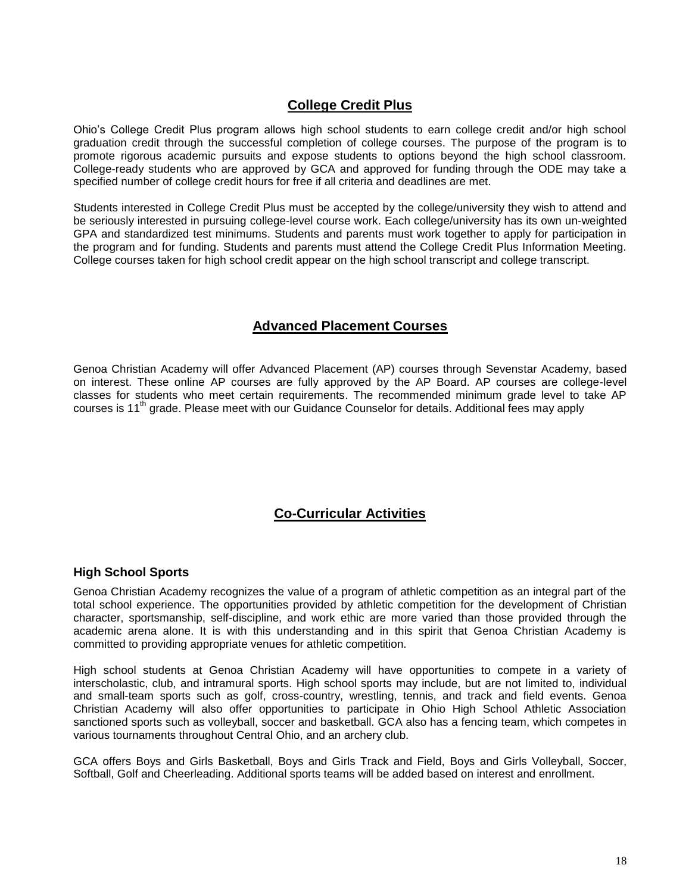## College Credit Plus

Ohio's College Credit Plus program allows high school students to earn college credit and/or high school graduation credit through the successful completion of college courses. The purpose of the program is to promote rigorous academic pursuits and expose students to options beyond the high school classroom. College-ready students who are approved by GCA and approved for funding through the ODE may take a specified number of college credit hours for free if all criteria and deadlines are met.

Students interested in College Credit Plus must be accepted by the college/university they wish to attend and be seriously interested in pursuing college-level course work. Each college/university has its own un-weighted GPA and standardized test minimums. Students and parents must work together to apply for participation in the program and for funding. Students and parents must attend the College Credit Plus Information Meeting. College courses taken for high school credit appear on the high school transcript and college transcript.

## Advanced Placement Courses

Genoa Christian Academy will offer Advanced Placement (AP) courses through Sevenstar Academy, based on interest. These online AP courses are fully approved by the AP Board. AP courses are college-level classes for students who meet certain requirements. The recommended minimum grade level to take AP courses is 11th grade. Please meet with our Guidance Counselor for details. Additional fees may apply

## Co-Curricular Activities

### High School Sports

Genoa Christian Academy recognizes the value of a program of athletic competition as an integral part of the total school experience. The opportunities provided by athletic competition for the development of Christian character, sportsmanship, self-discipline, and work ethic are more varied than those provided through the academic arena alone. It is with this understanding and in this spirit that Genoa Christian Academy is committed to providing appropriate venues for athletic competition.

High school students at Genoa Christian Academy will have opportunities to compete in a variety of interscholastic, club, and intramural sports. High school sports may include, but are not limited to, individual and small-team sports such as golf, cross-country, wrestling, tennis, and track and field events. Genoa Christian Academy will also offer opportunities to participate in Ohio High School Athletic Association sanctioned sports such as volleyball, soccer and basketball. GCA also has a fencing team, which competes in various tournaments throughout Central Ohio, and an archery club.

GCA offers Boys and Girls Basketball, Boys and Girls Track and Field, Boys and Girls Volleyball, Soccer, Softball, Golf and Cheerleading. Additional sports teams will be added based on interest and enrollment.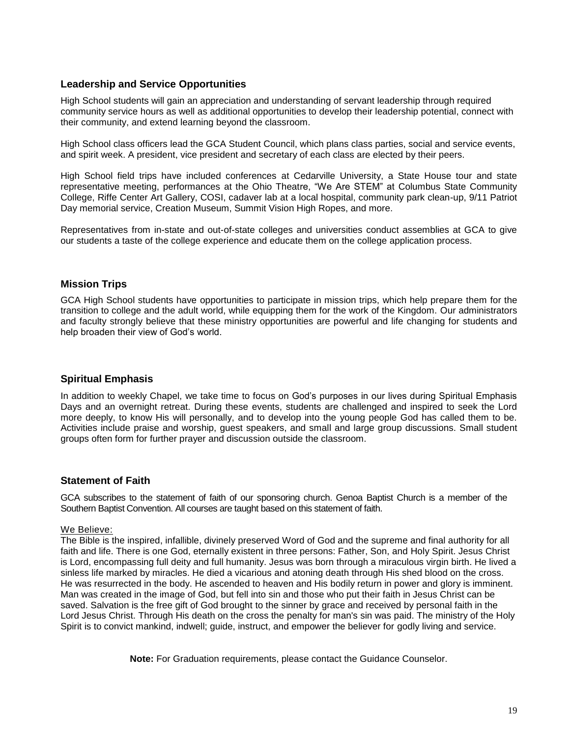## Leadership and Service Opportunities

High School students will gain an appreciation and understanding of servant leadership through required community service hours as well as additional opportunities to develop their leadership potential, connect with their community, and extend learning beyond the classroom.

High School class officers lead the GCA Student Council, which plans class parties, social and service events, and spirit week. A president, vice president and secretary of each class are elected by their peers.

High School field trips have included conferences at Cedarville University, a State House tour and state representative meeting, performances at the Ohio Theatre, "We Are STEM" at Columbus State Community College, Riffe Center Art Gallery, COSI, cadaver lab at a local hospital, community park clean-up, 9/11 Patriot Day memorial service, Creation Museum, Summit Vision High Ropes, and more.

Representatives from in-state and out-of-state colleges and universities conduct assemblies at GCA to give our students a taste of the college experience and educate them on the college application process.

## Mission Trips

GCA High School students have opportunities to participate in mission trips, which help prepare them for the transition to college and the adult world, while equipping them for the work of the Kingdom. Our administrators and faculty strongly believe that these ministry opportunities are powerful and life changing for students and help broaden their view of God's world.

## Spiritual Emphasis

In addition to weekly Chapel, we take time to focus on God's purposes in our lives during Spiritual Emphasis Days and an overnight retreat. During these events, students are challenged and inspired to seek the Lord more deeply, to know His will personally, and to develop into the young people God has called them to be. Activities include praise and worship, guest speakers, and small and large group discussions. Small student groups often form for further prayer and discussion outside the classroom.

## Statement of Faith

GCA subscribes to the statement of faith of our sponsoring church. Genoa Baptist Church is a member of the Southern Baptist Convention. All courses are taught based on this statement of faith.

We Believe:

The Bible is the inspired, infallible, divinely preserved Word of God and the supreme and final authority for all faith and life. There is one God, eternally existent in three persons: Father, Son, and Holy Spirit. Jesus Christ is Lord, encompassing full deity and full humanity. Jesus was born through a miraculous virgin birth. He lived a sinless life marked by miracles. He died a vicarious and atoning death through His shed blood on the cross. He was resurrected in the body. He ascended to heaven and His bodily return in power and glory is imminent. Man was created in the image of God, but fell into sin and those who put their faith in Jesus Christ can be saved. Salvation is the free gift of God brought to the sinner by grace and received by personal faith in the Lord Jesus Christ. Through His death on the cross the penalty for man's sin was paid. The ministry of the Holy Spirit is to convict mankind, indwell; guide, instruct, and empower the believer for godly living and service.

**Note:** For Graduation requirements, please contact the Guidance Counselor.